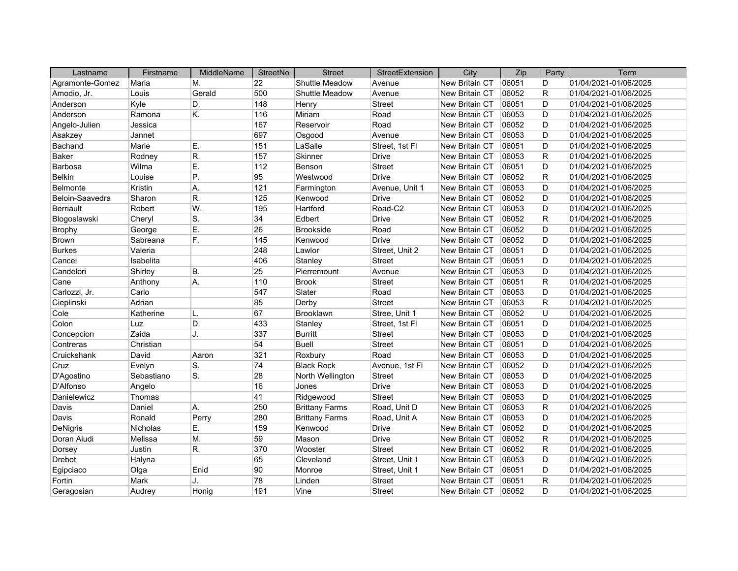| Lastname | Firstname | MiddleName | StreetNo | Street | StreetExtension | City | Zip | Party | Term |
|---|---|---|---|---|---|---|---|---|---|
| Agramonte-Gomez | Maria | M. | 22 | Shuttle Meadow | Avenue | New Britain CT | 06051 | D | 01/04/2021-01/06/2025 |
| Amodio, Jr. | Louis | Gerald | 500 | Shuttle Meadow | Avenue | New Britain CT | 06052 | R | 01/04/2021-01/06/2025 |
| Anderson | Kyle | D. | 148 | Henry | Street | New Britain CT | 06051 | D | 01/04/2021-01/06/2025 |
| Anderson | Ramona | K. | 116 | Miriam | Road | New Britain CT | 06053 | D | 01/04/2021-01/06/2025 |
| Angelo-Julien | Jessica | | 167 | Reservoir | Road | New Britain CT | 06052 | D | 01/04/2021-01/06/2025 |
| Asakzey | Jannet | | 697 | Osgood | Avenue | New Britain CT | 06053 | D | 01/04/2021-01/06/2025 |
| Bachand | Marie | E. | 151 | LaSalle | Street, 1st Fl | New Britain CT | 06051 | D | 01/04/2021-01/06/2025 |
| Baker | Rodney | R. | 157 | Skinner | Drive | New Britain CT | 06053 | R | 01/04/2021-01/06/2025 |
| Barbosa | Wilma | E. | 112 | Benson | Street | New Britain CT | 06051 | D | 01/04/2021-01/06/2025 |
| Belkin | Louise | P. | 95 | Westwood | Drive | New Britain CT | 06052 | R | 01/04/2021-01/06/2025 |
| Belmonte | Kristin | A. | 121 | Farmington | Avenue, Unit 1 | New Britain CT | 06053 | D | 01/04/2021-01/06/2025 |
| Beloin-Saavedra | Sharon | R. | 125 | Kenwood | Drive | New Britain CT | 06052 | D | 01/04/2021-01/06/2025 |
| Berriault | Robert | W. | 195 | Hartford | Road-C2 | New Britain CT | 06053 | D | 01/04/2021-01/06/2025 |
| Blogoslawski | Cheryl | S. | 34 | Edbert | Drive | New Britain CT | 06052 | R | 01/04/2021-01/06/2025 |
| Brophy | George | E. | 26 | Brookside | Road | New Britain CT | 06052 | D | 01/04/2021-01/06/2025 |
| Brown | Sabreana | F. | 145 | Kenwood | Drive | New Britain CT | 06052 | D | 01/04/2021-01/06/2025 |
| Burkes | Valeria | | 248 | Lawlor | Street, Unit 2 | New Britain CT | 06051 | D | 01/04/2021-01/06/2025 |
| Cancel | Isabelita | | 406 | Stanley | Street | New Britain CT | 06051 | D | 01/04/2021-01/06/2025 |
| Candelori | Shirley | B. | 25 | Pierremount | Avenue | New Britain CT | 06053 | D | 01/04/2021-01/06/2025 |
| Cane | Anthony | A. | 110 | Brook | Street | New Britain CT | 06051 | R | 01/04/2021-01/06/2025 |
| Carlozzi, Jr. | Carlo | | 547 | Slater | Road | New Britain CT | 06053 | D | 01/04/2021-01/06/2025 |
| Cieplinski | Adrian | | 85 | Derby | Street | New Britain CT | 06053 | R | 01/04/2021-01/06/2025 |
| Cole | Katherine | L. | 67 | Brooklawn | Stree, Unit 1 | New Britain CT | 06052 | U | 01/04/2021-01/06/2025 |
| Colon | Luz | D. | 433 | Stanley | Street, 1st Fl | New Britain CT | 06051 | D | 01/04/2021-01/06/2025 |
| Concepcion | Zaida | J. | 337 | Burritt | Street | New Britain CT | 06053 | D | 01/04/2021-01/06/2025 |
| Contreras | Christian | | 54 | Buell | Street | New Britain CT | 06051 | D | 01/04/2021-01/06/2025 |
| Cruickshank | David | Aaron | 321 | Roxbury | Road | New Britain CT | 06053 | D | 01/04/2021-01/06/2025 |
| Cruz | Evelyn | S. | 74 | Black Rock | Avenue, 1st Fl | New Britain CT | 06052 | D | 01/04/2021-01/06/2025 |
| D'Agostino | Sebastiano | S. | 28 | North Wellington | Street | New Britain CT | 06053 | D | 01/04/2021-01/06/2025 |
| D'Alfonso | Angelo | | 16 | Jones | Drive | New Britain CT | 06053 | D | 01/04/2021-01/06/2025 |
| Danielewicz | Thomas | | 41 | Ridgewood | Street | New Britain CT | 06053 | D | 01/04/2021-01/06/2025 |
| Davis | Daniel | A. | 250 | Brittany Farms | Road, Unit D | New Britain CT | 06053 | R | 01/04/2021-01/06/2025 |
| Davis | Ronald | Perry | 280 | Brittany Farms | Road, Unit A | New Britain CT | 06053 | D | 01/04/2021-01/06/2025 |
| DeNigris | Nicholas | E. | 159 | Kenwood | Drive | New Britain CT | 06052 | D | 01/04/2021-01/06/2025 |
| Doran Aiudi | Melissa | M. | 59 | Mason | Drive | New Britain CT | 06052 | R | 01/04/2021-01/06/2025 |
| Dorsey | Justin | R. | 370 | Wooster | Street | New Britain CT | 06052 | R | 01/04/2021-01/06/2025 |
| Drebot | Halyna | | 65 | Cleveland | Street, Unit 1 | New Britain CT | 06053 | D | 01/04/2021-01/06/2025 |
| Egipciaco | Olga | Enid | 90 | Monroe | Street, Unit 1 | New Britain CT | 06051 | D | 01/04/2021-01/06/2025 |
| Fortin | Mark | J. | 78 | Linden | Street | New Britain CT | 06051 | R | 01/04/2021-01/06/2025 |
| Geragosian | Audrey | Honig | 191 | Vine | Street | New Britain CT | 06052 | D | 01/04/2021-01/06/2025 |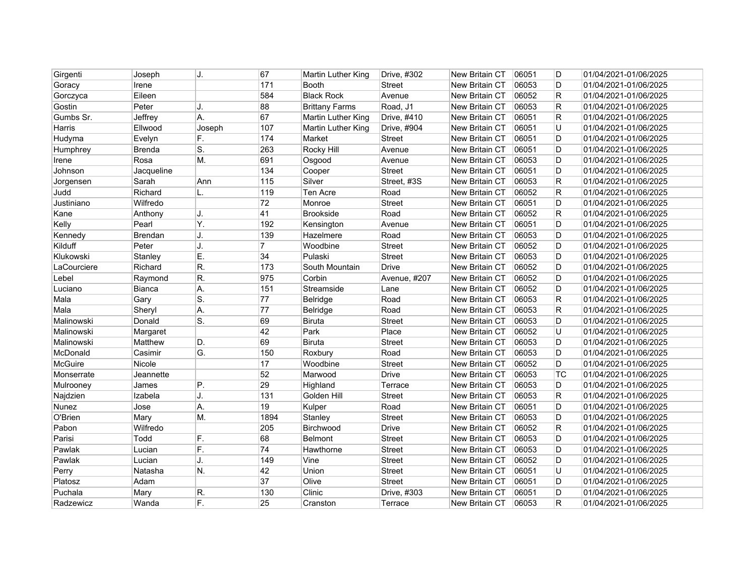| | | | | | | | | | |
|---|---|---|---|---|---|---|---|---|---|
| Girgenti | Joseph | J. | 67 | Martin Luther King | Drive, #302 | New Britain CT | 06051 | D | 01/04/2021-01/06/2025 |
| Goracy | Irene | | 171 | Booth | Street | New Britain CT | 06053 | D | 01/04/2021-01/06/2025 |
| Gorczyca | Eileen | | 584 | Black Rock | Avenue | New Britain CT | 06052 | R | 01/04/2021-01/06/2025 |
| Gostin | Peter | J. | 88 | Brittany Farms | Road, J1 | New Britain CT | 06053 | R | 01/04/2021-01/06/2025 |
| Gumbs Sr. | Jeffrey | A. | 67 | Martin Luther King | Drive, #410 | New Britain CT | 06051 | R | 01/04/2021-01/06/2025 |
| Harris | Ellwood | Joseph | 107 | Martin Luther King | Drive, #904 | New Britain CT | 06051 | U | 01/04/2021-01/06/2025 |
| Hudyma | Evelyn | F. | 174 | Market | Street | New Britain CT | 06051 | D | 01/04/2021-01/06/2025 |
| Humphrey | Brenda | S. | 263 | Rocky Hill | Avenue | New Britain CT | 06051 | D | 01/04/2021-01/06/2025 |
| Irene | Rosa | M. | 691 | Osgood | Avenue | New Britain CT | 06053 | D | 01/04/2021-01/06/2025 |
| Johnson | Jacqueline | | 134 | Cooper | Street | New Britain CT | 06051 | D | 01/04/2021-01/06/2025 |
| Jorgensen | Sarah | Ann | 115 | Silver | Street, #3S | New Britain CT | 06053 | R | 01/04/2021-01/06/2025 |
| Judd | Richard | L. | 119 | Ten Acre | Road | New Britain CT | 06052 | R | 01/04/2021-01/06/2025 |
| Justiniano | Wilfredo | | 72 | Monroe | Street | New Britain CT | 06051 | D | 01/04/2021-01/06/2025 |
| Kane | Anthony | J. | 41 | Brookside | Road | New Britain CT | 06052 | R | 01/04/2021-01/06/2025 |
| Kelly | Pearl | Y. | 192 | Kensington | Avenue | New Britain CT | 06051 | D | 01/04/2021-01/06/2025 |
| Kennedy | Brendan | J. | 139 | Hazelmere | Road | New Britain CT | 06053 | D | 01/04/2021-01/06/2025 |
| Kilduff | Peter | J. | 7 | Woodbine | Street | New Britain CT | 06052 | D | 01/04/2021-01/06/2025 |
| Klukowski | Stanley | E. | 34 | Pulaski | Street | New Britain CT | 06053 | D | 01/04/2021-01/06/2025 |
| LaCourciere | Richard | R. | 173 | South Mountain | Drive | New Britain CT | 06052 | D | 01/04/2021-01/06/2025 |
| Lebel | Raymond | R. | 975 | Corbin | Avenue, #207 | New Britain CT | 06052 | D | 01/04/2021-01/06/2025 |
| Luciano | Bianca | A. | 151 | Streamside | Lane | New Britain CT | 06052 | D | 01/04/2021-01/06/2025 |
| Mala | Gary | S. | 77 | Belridge | Road | New Britain CT | 06053 | R | 01/04/2021-01/06/2025 |
| Mala | Sheryl | A. | 77 | Belridge | Road | New Britain CT | 06053 | R | 01/04/2021-01/06/2025 |
| Malinowski | Donald | S. | 69 | Biruta | Street | New Britain CT | 06053 | D | 01/04/2021-01/06/2025 |
| Malinowski | Margaret | | 42 | Park | Place | New Britain CT | 06052 | U | 01/04/2021-01/06/2025 |
| Malinowski | Matthew | D. | 69 | Biruta | Street | New Britain CT | 06053 | D | 01/04/2021-01/06/2025 |
| McDonald | Casimir | G. | 150 | Roxbury | Road | New Britain CT | 06053 | D | 01/04/2021-01/06/2025 |
| McGuire | Nicole | | 17 | Woodbine | Street | New Britain CT | 06052 | D | 01/04/2021-01/06/2025 |
| Monserrate | Jeannette | | 52 | Marwood | Drive | New Britain CT | 06053 | TC | 01/04/2021-01/06/2025 |
| Mulrooney | James | P. | 29 | Highland | Terrace | New Britain CT | 06053 | D | 01/04/2021-01/06/2025 |
| Najdzien | Izabela | J. | 131 | Golden Hill | Street | New Britain CT | 06053 | R | 01/04/2021-01/06/2025 |
| Nunez | Jose | A. | 19 | Kulper | Road | New Britain CT | 06051 | D | 01/04/2021-01/06/2025 |
| O'Brien | Mary | M. | 1894 | Stanley | Street | New Britain CT | 06053 | D | 01/04/2021-01/06/2025 |
| Pabon | Wilfredo | | 205 | Birchwood | Drive | New Britain CT | 06052 | R | 01/04/2021-01/06/2025 |
| Parisi | Todd | F. | 68 | Belmont | Street | New Britain CT | 06053 | D | 01/04/2021-01/06/2025 |
| Pawlak | Lucian | F. | 74 | Hawthorne | Street | New Britain CT | 06053 | D | 01/04/2021-01/06/2025 |
| Pawlak | Lucian | J. | 149 | Vine | Street | New Britain CT | 06052 | D | 01/04/2021-01/06/2025 |
| Perry | Natasha | N. | 42 | Union | Street | New Britain CT | 06051 | U | 01/04/2021-01/06/2025 |
| Platosz | Adam | | 37 | Olive | Street | New Britain CT | 06051 | D | 01/04/2021-01/06/2025 |
| Puchala | Mary | R. | 130 | Clinic | Drive, #303 | New Britain CT | 06051 | D | 01/04/2021-01/06/2025 |
| Radzewicz | Wanda | F. | 25 | Cranston | Terrace | New Britain CT | 06053 | R | 01/04/2021-01/06/2025 |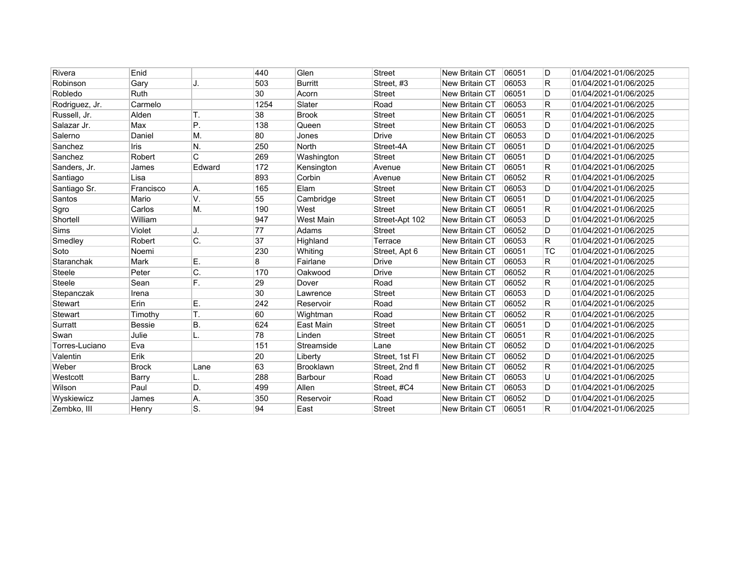| | | | | | | | | | |
|---|---|---|---|---|---|---|---|---|---|
| Rivera | Enid | | 440 | Glen | Street | New Britain CT | 06051 | D | 01/04/2021-01/06/2025 |
| Robinson | Gary | J. | 503 | Burritt | Street, #3 | New Britain CT | 06053 | R | 01/04/2021-01/06/2025 |
| Robledo | Ruth | | 30 | Acorn | Street | New Britain CT | 06051 | D | 01/04/2021-01/06/2025 |
| Rodriguez, Jr. | Carmelo | | 1254 | Slater | Road | New Britain CT | 06053 | R | 01/04/2021-01/06/2025 |
| Russell, Jr. | Alden | T. | 38 | Brook | Street | New Britain CT | 06051 | R | 01/04/2021-01/06/2025 |
| Salazar Jr. | Max | P. | 138 | Queen | Street | New Britain CT | 06053 | D | 01/04/2021-01/06/2025 |
| Salerno | Daniel | M. | 80 | Jones | Drive | New Britain CT | 06053 | D | 01/04/2021-01/06/2025 |
| Sanchez | Iris | N. | 250 | North | Street-4A | New Britain CT | 06051 | D | 01/04/2021-01/06/2025 |
| Sanchez | Robert | C | 269 | Washington | Street | New Britain CT | 06051 | D | 01/04/2021-01/06/2025 |
| Sanders, Jr. | James | Edward | 172 | Kensington | Avenue | New Britain CT | 06051 | R | 01/04/2021-01/06/2025 |
| Santiago | Lisa | | 893 | Corbin | Avenue | New Britain CT | 06052 | R | 01/04/2021-01/06/2025 |
| Santiago Sr. | Francisco | A. | 165 | Elam | Street | New Britain CT | 06053 | D | 01/04/2021-01/06/2025 |
| Santos | Mario | V. | 55 | Cambridge | Street | New Britain CT | 06051 | D | 01/04/2021-01/06/2025 |
| Sgro | Carlos | M. | 190 | West | Street | New Britain CT | 06051 | R | 01/04/2021-01/06/2025 |
| Shortell | William | | 947 | West Main | Street-Apt 102 | New Britain CT | 06053 | D | 01/04/2021-01/06/2025 |
| Sims | Violet | J. | 77 | Adams | Street | New Britain CT | 06052 | D | 01/04/2021-01/06/2025 |
| Smedley | Robert | C. | 37 | Highland | Terrace | New Britain CT | 06053 | R | 01/04/2021-01/06/2025 |
| Soto | Noemi | | 230 | Whiting | Street, Apt 6 | New Britain CT | 06051 | TC | 01/04/2021-01/06/2025 |
| Staranchak | Mark | E. | 8 | Fairlane | Drive | New Britain CT | 06053 | R | 01/04/2021-01/06/2025 |
| Steele | Peter | C. | 170 | Oakwood | Drive | New Britain CT | 06052 | R | 01/04/2021-01/06/2025 |
| Steele | Sean | F. | 29 | Dover | Road | New Britain CT | 06052 | R | 01/04/2021-01/06/2025 |
| Stepanczak | Irena | | 30 | Lawrence | Street | New Britain CT | 06053 | D | 01/04/2021-01/06/2025 |
| Stewart | Erin | E. | 242 | Reservoir | Road | New Britain CT | 06052 | R | 01/04/2021-01/06/2025 |
| Stewart | Timothy | T. | 60 | Wightman | Road | New Britain CT | 06052 | R | 01/04/2021-01/06/2025 |
| Surratt | Bessie | B. | 624 | East Main | Street | New Britain CT | 06051 | D | 01/04/2021-01/06/2025 |
| Swan | Julie | L. | 78 | Linden | Street | New Britain CT | 06051 | R | 01/04/2021-01/06/2025 |
| Torres-Luciano | Eva | | 151 | Streamside | Lane | New Britain CT | 06052 | D | 01/04/2021-01/06/2025 |
| Valentin | Erik | | 20 | Liberty | Street, 1st Fl | New Britain CT | 06052 | D | 01/04/2021-01/06/2025 |
| Weber | Brock | Lane | 63 | Brooklawn | Street, 2nd fl | New Britain CT | 06052 | R | 01/04/2021-01/06/2025 |
| Westcott | Barry | L. | 288 | Barbour | Road | New Britain CT | 06053 | U | 01/04/2021-01/06/2025 |
| Wilson | Paul | D. | 499 | Allen | Street, #C4 | New Britain CT | 06053 | D | 01/04/2021-01/06/2025 |
| Wyskiewicz | James | A. | 350 | Reservoir | Road | New Britain CT | 06052 | D | 01/04/2021-01/06/2025 |
| Zembko, III | Henry | S. | 94 | East | Street | New Britain CT | 06051 | R | 01/04/2021-01/06/2025 |